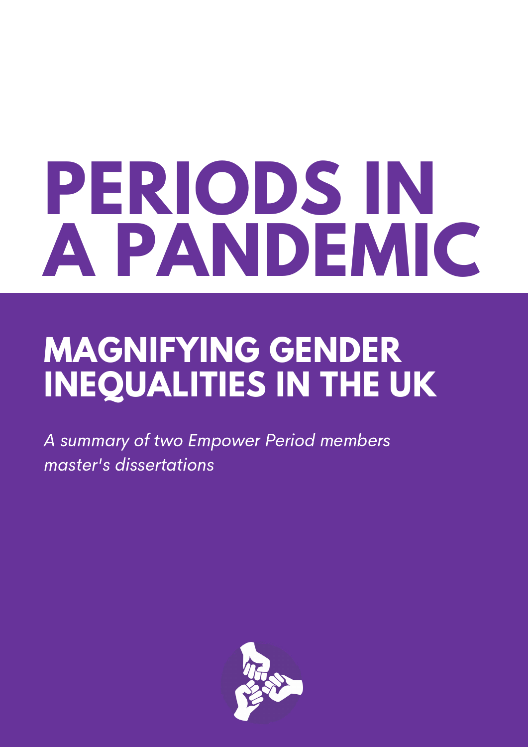# PERIODS IN A PANDEMIC

## MAGNIFYING GENDER INEQUALITIES IN THE UK

*A summary of two Empower Period members master's dissertations*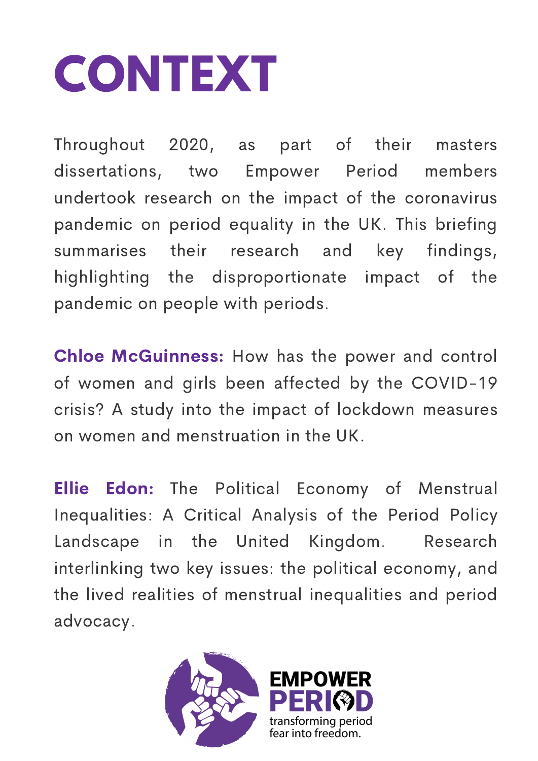# CONTEXT

Throughout 2020, as part of their masters dissertations, two Empower Period members undertook research on the impact of the coronavirus pandemic on period equality in the UK. This briefing summarises their research and key findings, highlighting the disproportionate impact of the pandemic on people with periods.

**Chloe McGuinness:** How has the power and control of women and girls been affected by the COVID-19 crisis? A study into the impact of lockdown measures on women and menstruation in the UK.

**Ellie Edon:** The Political Economy of Menstrual Inequalities: A Critical Analysis of the Period Policy Landscape in the United Kingdom. Research interlinking two key issues: the political economy, and the lived realities of menstrual inequalities and period advocacy.

EMPOWER PERIOD
transforming period fear into freedom.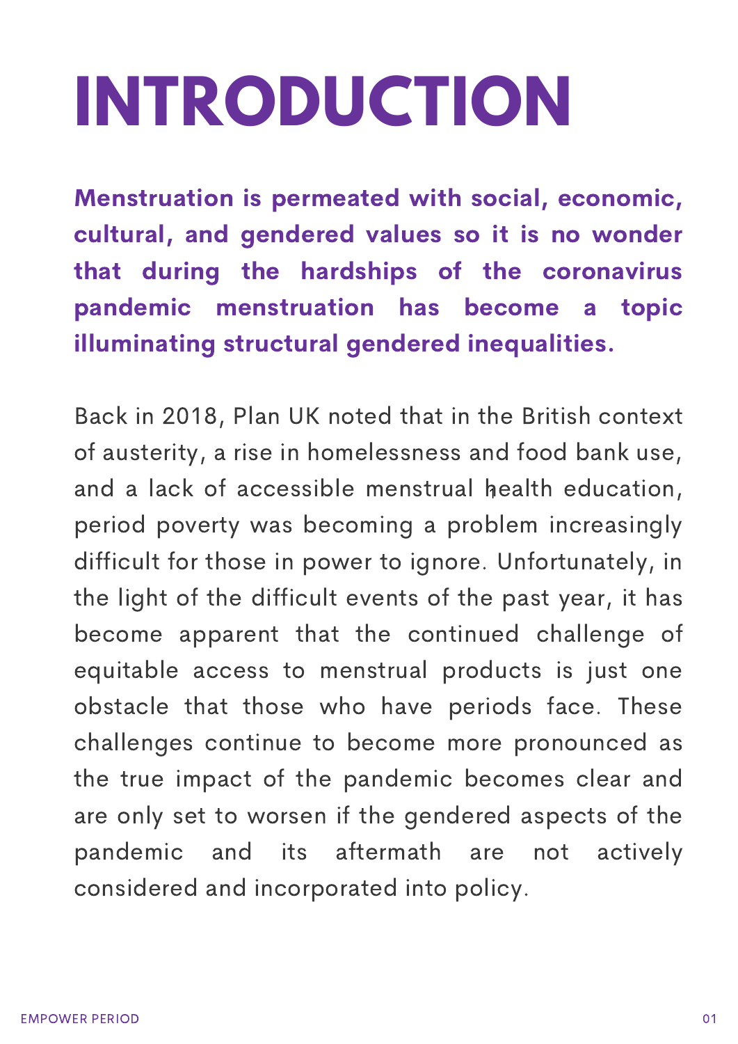# INTRODUCTION

**Menstruation is permeated with social, economic, cultural, and gendered values so it is no wonder that during the hardships of the coronavirus pandemic menstruation has become a topic illuminating structural gendered inequalities.**

Back in 2018, Plan UK noted that in the British context of austerity, a rise in homelessness and food bank use, and a lack of accessible menstrual health education,[1] period poverty was becoming a problem increasingly difficult for those in power to ignore. Unfortunately, in the light of the difficult events of the past year, it has become apparent that the continued challenge of equitable access to menstrual products is just one obstacle that those who have periods face. These challenges continue to become more pronounced as the true impact of the pandemic becomes clear and are only set to worsen if the gendered aspects of the pandemic and its aftermath are not actively considered and incorporated into policy.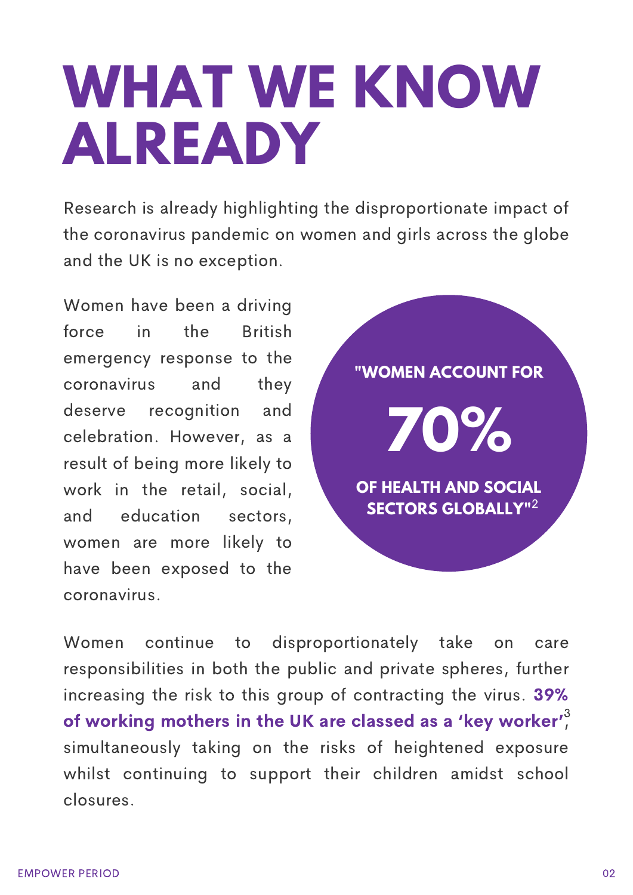# WHAT WE KNOW ALREADY

Research is already highlighting the disproportionate impact of the coronavirus pandemic on women and girls across the globe and the UK is no exception.

Women have been a driving force in the British emergency response to the coronavirus and they deserve recognition and celebration. However, as a result of being more likely to work in the retail, social, and education sectors, women are more likely to have been exposed to the coronavirus.

**"WOMEN ACCOUNT FOR**

**70%**

**OF HEALTH AND SOCIAL SECTORS GLOBALLY"**[2]

Women continue to disproportionately take on care responsibilities in both the public and private spheres, further increasing the risk to this group of contracting the virus. **39% of working mothers in the UK are classed as a 'key worker'**[3], simultaneously taking on the risks of heightened exposure whilst continuing to support their children amidst school closures.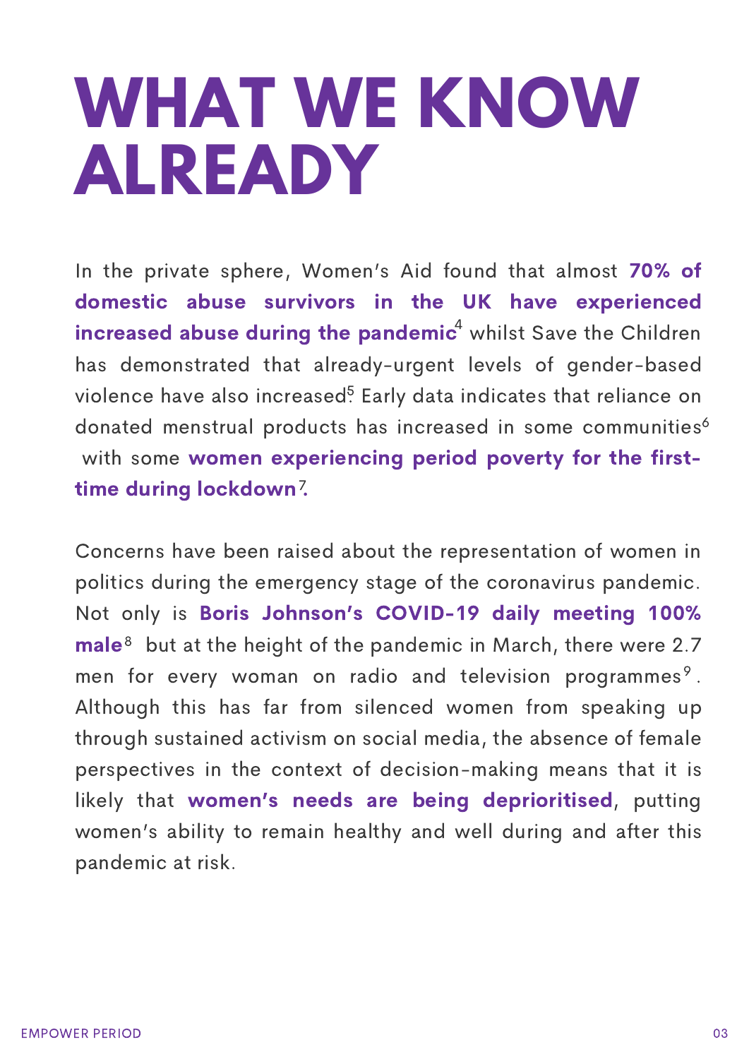# WHAT WE KNOW ALREADY

In the private sphere, Women's Aid found that almost **70% of domestic abuse survivors in the UK have experienced increased abuse during the pandemic**[4] whilst Save the Children has demonstrated that already-urgent levels of gender-based violence have also increased[5]. Early data indicates that reliance on donated menstrual products has increased in some communities[6] with some **women experiencing period poverty for the first-time during lockdown**[7].

Concerns have been raised about the representation of women in politics during the emergency stage of the coronavirus pandemic. Not only is **Boris Johnson's COVID-19 daily meeting 100% male**[8] but at the height of the pandemic in March, there were 2.7 men for every woman on radio and television programmes[9]. Although this has far from silenced women from speaking up through sustained activism on social media, the absence of female perspectives in the context of decision-making means that it is likely that **women's needs are being deprioritised**, putting women's ability to remain healthy and well during and after this pandemic at risk.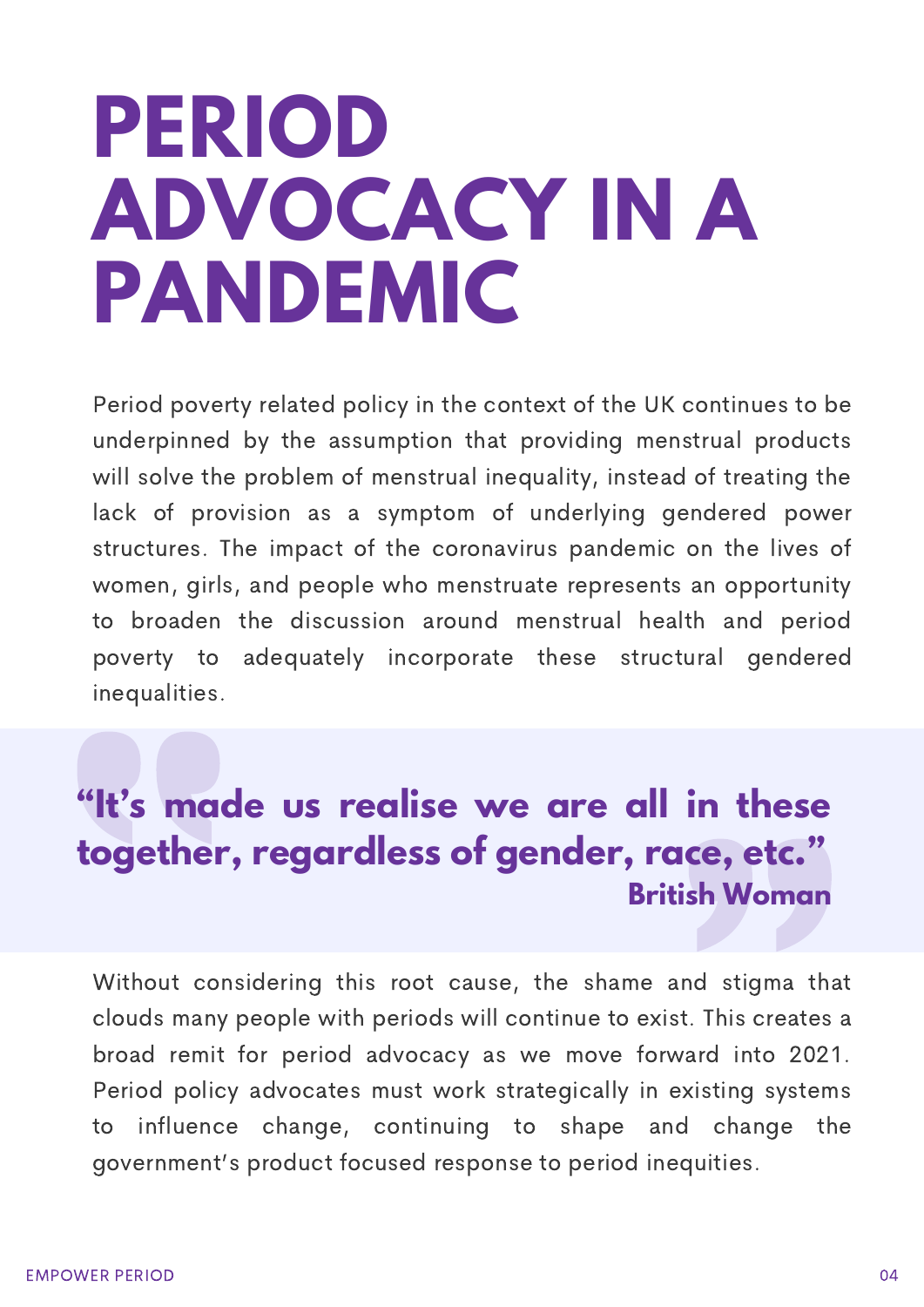# PERIOD ADVOCACY IN A PANDEMIC

Period poverty related policy in the context of the UK continues to be underpinned by the assumption that providing menstrual products will solve the problem of menstrual inequality, instead of treating the lack of provision as a symptom of underlying gendered power structures. The impact of the coronavirus pandemic on the lives of women, girls, and people who menstruate represents an opportunity to broaden the discussion around menstrual health and period poverty to adequately incorporate these structural gendered inequalities.

> **"It's made us realise we are all in these together, regardless of gender, race, etc."**
>
> **British Woman**

Without considering this root cause, the shame and stigma that clouds many people with periods will continue to exist. This creates a broad remit for period advocacy as we move forward into 2021. Period policy advocates must work strategically in existing systems to influence change, continuing to shape and change the government's product focused response to period inequities.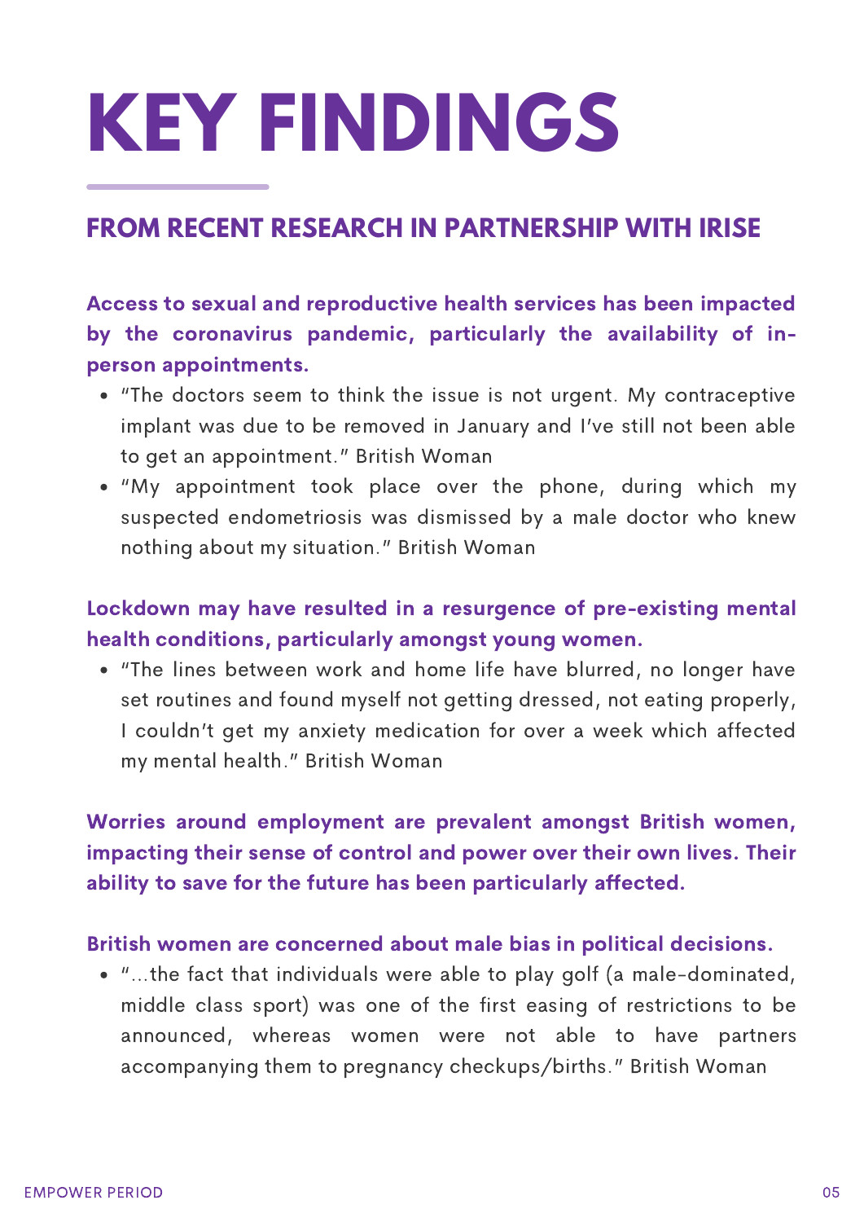# KEY FINDINGS

## FROM RECENT RESEARCH IN PARTNERSHIP WITH IRISE

**Access to sexual and reproductive health services has been impacted by the coronavirus pandemic, particularly the availability of in-person appointments.**

- "The doctors seem to think the issue is not urgent. My contraceptive implant was due to be removed in January and I've still not been able to get an appointment." British Woman
- "My appointment took place over the phone, during which my suspected endometriosis was dismissed by a male doctor who knew nothing about my situation." British Woman

**Lockdown may have resulted in a resurgence of pre-existing mental health conditions, particularly amongst young women.**

- "The lines between work and home life have blurred, no longer have set routines and found myself not getting dressed, not eating properly, I couldn't get my anxiety medication for over a week which affected my mental health." British Woman

**Worries around employment are prevalent amongst British women, impacting their sense of control and power over their own lives. Their ability to save for the future has been particularly affected.**

**British women are concerned about male bias in political decisions.**

- "...the fact that individuals were able to play golf (a male-dominated, middle class sport) was one of the first easing of restrictions to be announced, whereas women were not able to have partners accompanying them to pregnancy checkups/births." British Woman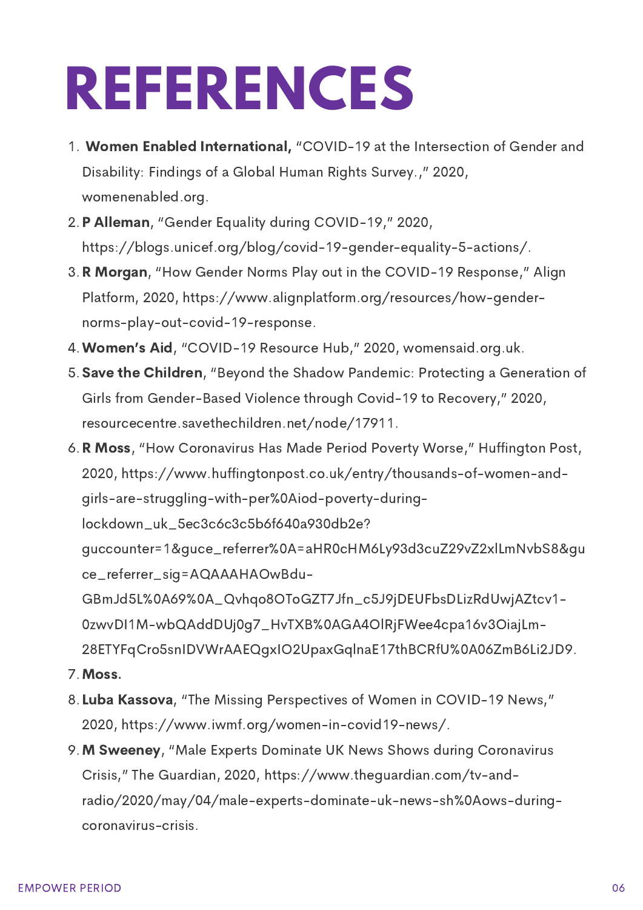# REFERENCES

1. **Women Enabled International,** "COVID-19 at the Intersection of Gender and Disability: Findings of a Global Human Rights Survey.," 2020, womenenabled.org.
2. **P Alleman**, "Gender Equality during COVID-19," 2020, https://blogs.unicef.org/blog/covid-19-gender-equality-5-actions/.
3. **R Morgan**, "How Gender Norms Play out in the COVID-19 Response," Align Platform, 2020, https://www.alignplatform.org/resources/how-gender-norms-play-out-covid-19-response.
4. **Women's Aid**, "COVID-19 Resource Hub," 2020, womensaid.org.uk.
5. **Save the Children**, "Beyond the Shadow Pandemic: Protecting a Generation of Girls from Gender-Based Violence through Covid-19 to Recovery," 2020, resourcecentre.savethechildren.net/node/17911.
6. **R Moss**, "How Coronavirus Has Made Period Poverty Worse," Huffington Post, 2020, https://www.huffingtonpost.co.uk/entry/thousands-of-women-and-girls-are-struggling-with-per%0Aiod-poverty-during-lockdown_uk_5ec3c6c3c5b6f640a930db2e?guccounter=1&guce_referrer%0A=aHR0cHM6Ly93d3cuZ29vZ2xlLmNvbS8&guce_referrer_sig=AQAAAHAOwBdu-GBmJd5L%0A69%0A_Qvhqo8OToGZT7Jfn_c5J9jDEUFbsDLizRdUwjAZtcv1-0zwvDI1M-wbQAddDUj0g7_HvTXB%0AGA4OlRjFWee4cpa16v3OiajLm-28ETYFqCro5snIDVWrAAEQgxIO2UpaxGqlnaE17thBCRfU%0A06ZmB6Li2JD9.
7. **Moss.**
8. **Luba Kassova**, "The Missing Perspectives of Women in COVID-19 News," 2020, https://www.iwmf.org/women-in-covid19-news/.
9. **M Sweeney**, "Male Experts Dominate UK News Shows during Coronavirus Crisis," The Guardian, 2020, https://www.theguardian.com/tv-and-radio/2020/may/04/male-experts-dominate-uk-news-sh%0Aows-during-coronavirus-crisis.